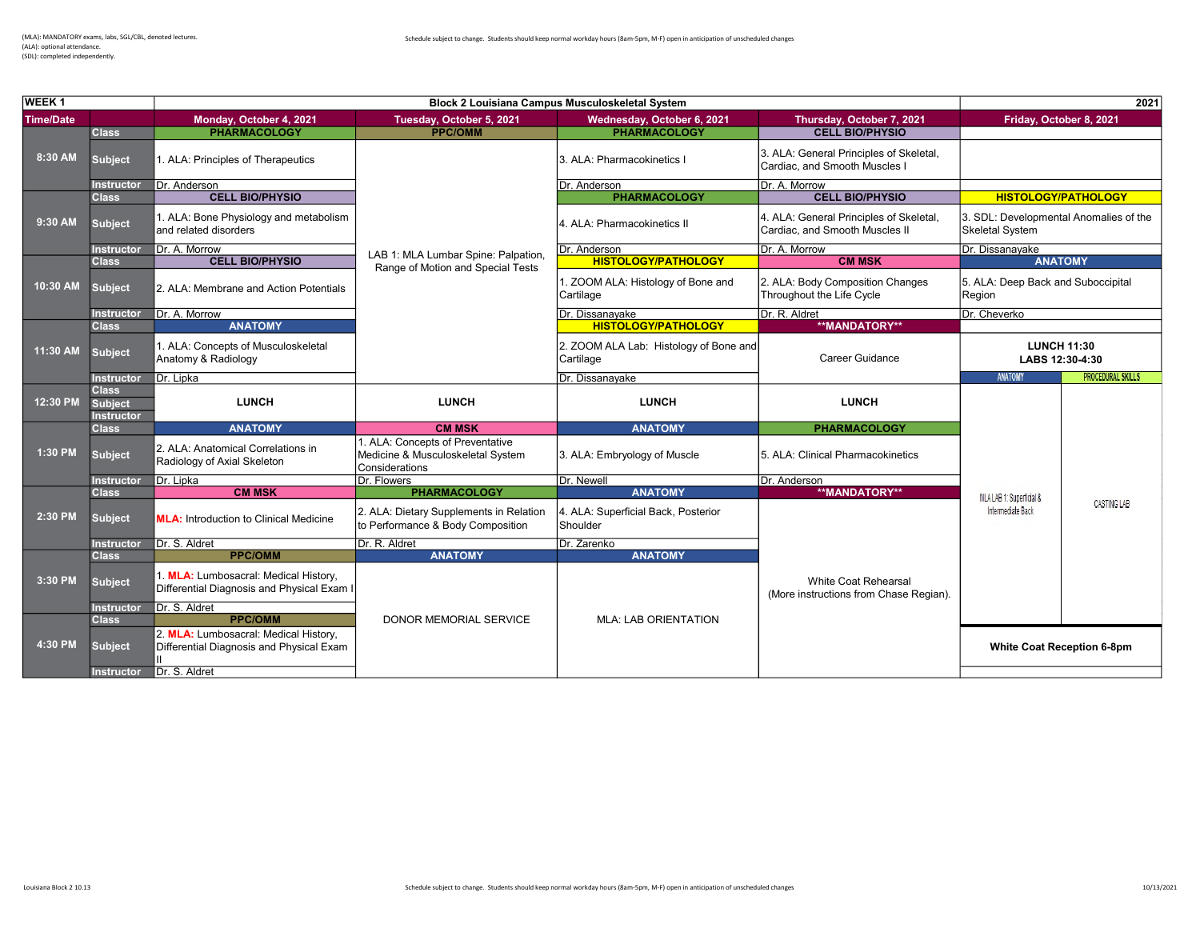(MLA): MANDATORY exams, labs, SGL/CBL, denoted lectures.
(ALA): optional attendance.
(SDL): completed independently.

Schedule subject to change. Students should keep normal workday hours (8am-5pm, M-F) open in anticipation of unscheduled changes

| WEEK 1 | | Block 2 Louisiana Campus Musculoskeletal System | | | | 2021 |
|---|---|---|---|---|---|---|
| Time/Date | | Monday, October 4, 2021 | Tuesday, October 5, 2021 | Wednesday, October 6, 2021 | Thursday, October 7, 2021 | Friday, October 8, 2021 |
| 8:30 AM | Class | PHARMACOLOGY | PPC/OMM | PHARMACOLOGY | CELL BIO/PHYSIO | |
| | Subject | 1. ALA: Principles of Therapeutics | LAB 1: MLA Lumbar Spine: Palpation, Range of Motion and Special Tests | 3. ALA: Pharmacokinetics I | 3. ALA: General Principles of Skeletal, Cardiac, and Smooth Muscles I | |
| | Instructor | Dr. Anderson | | Dr. Anderson | Dr. A. Morrow | |
| 9:30 AM | Class | CELL BIO/PHYSIO | | PHARMACOLOGY | CELL BIO/PHYSIO | HISTOLOGY/PATHOLOGY |
| | Subject | 1. ALA: Bone Physiology and metabolism and related disorders | | 4. ALA: Pharmacokinetics II | 4. ALA: General Principles of Skeletal, Cardiac, and Smooth Muscles II | 3. SDL: Developmental Anomalies of the Skeletal System |
| | Instructor | Dr. A. Morrow | | Dr. Anderson | Dr. A. Morrow | Dr. Dissanayake |
| 10:30 AM | Class | CELL BIO/PHYSIO | | HISTOLOGY/PATHOLOGY | CM MSK | ANATOMY |
| | Subject | 2. ALA: Membrane and Action Potentials | | 1. ZOOM ALA: Histology of Bone and Cartilage | 2. ALA: Body Composition Changes Throughout the Life Cycle | 5. ALA: Deep Back and Suboccipital Region |
| | Instructor | Dr. A. Morrow | | Dr. Dissanayake | Dr. R. Aldret | Dr. Cheverko |
| 11:30 AM | Class | ANATOMY | | HISTOLOGY/PATHOLOGY | **MANDATORY** | |
| | Subject | 1. ALA: Concepts of Musculoskeletal Anatomy & Radiology | | 2. ZOOM ALA Lab: Histology of Bone and Cartilage | Career Guidance | LUNCH 11:30 LABS 12:30-4:30 |
| | Instructor | Dr. Lipka | | Dr. Dissanayake | | ANATOMY / PROCEDURAL SKILLS |
| 12:30 PM | Class | | | | | |
| | Subject | LUNCH | LUNCH | LUNCH | LUNCH | ANATOMY: MLA LAB 1: Superficial & Intermediate Back; PROCEDURAL SKILLS: CASTING LAB |
| | Instructor | | | | | |
| 1:30 PM | Class | ANATOMY | CM MSK | ANATOMY | PHARMACOLOGY | |
| | Subject | 2. ALA: Anatomical Correlations in Radiology of Axial Skeleton | 1. ALA: Concepts of Preventative Medicine & Musculoskeletal System Considerations | 3. ALA: Embryology of Muscle | 5. ALA: Clinical Pharmacokinetics | |
| | Instructor | Dr. Lipka | Dr. Flowers | Dr. Newell | Dr. Anderson | |
| 2:30 PM | Class | CM MSK | PHARMACOLOGY | ANATOMY | **MANDATORY** | |
| | Subject | MLA: Introduction to Clinical Medicine | 2. ALA: Dietary Supplements in Relation to Performance & Body Composition | 4. ALA: Superficial Back, Posterior Shoulder | White Coat Rehearsal (More instructions from Chase Regian). | |
| | Instructor | Dr. S. Aldret | Dr. R. Aldret | Dr. Zarenko | | |
| 3:30 PM | Class | PPC/OMM | ANATOMY | ANATOMY | | |
| | Subject | 1. MLA: Lumbosacral: Medical History, Differential Diagnosis and Physical Exam I | DONOR MEMORIAL SERVICE | MLA: LAB ORIENTATION | | |
| | Instructor | Dr. S. Aldret | | | | |
| 4:30 PM | Class | PPC/OMM | | | | |
| | Subject | 2. MLA: Lumbosacral: Medical History, Differential Diagnosis and Physical Exam II | | | | White Coat Reception 6-8pm |
| | Instructor | Dr. S. Aldret | | | | |

Louisiana Block 2 10.13

10/13/2021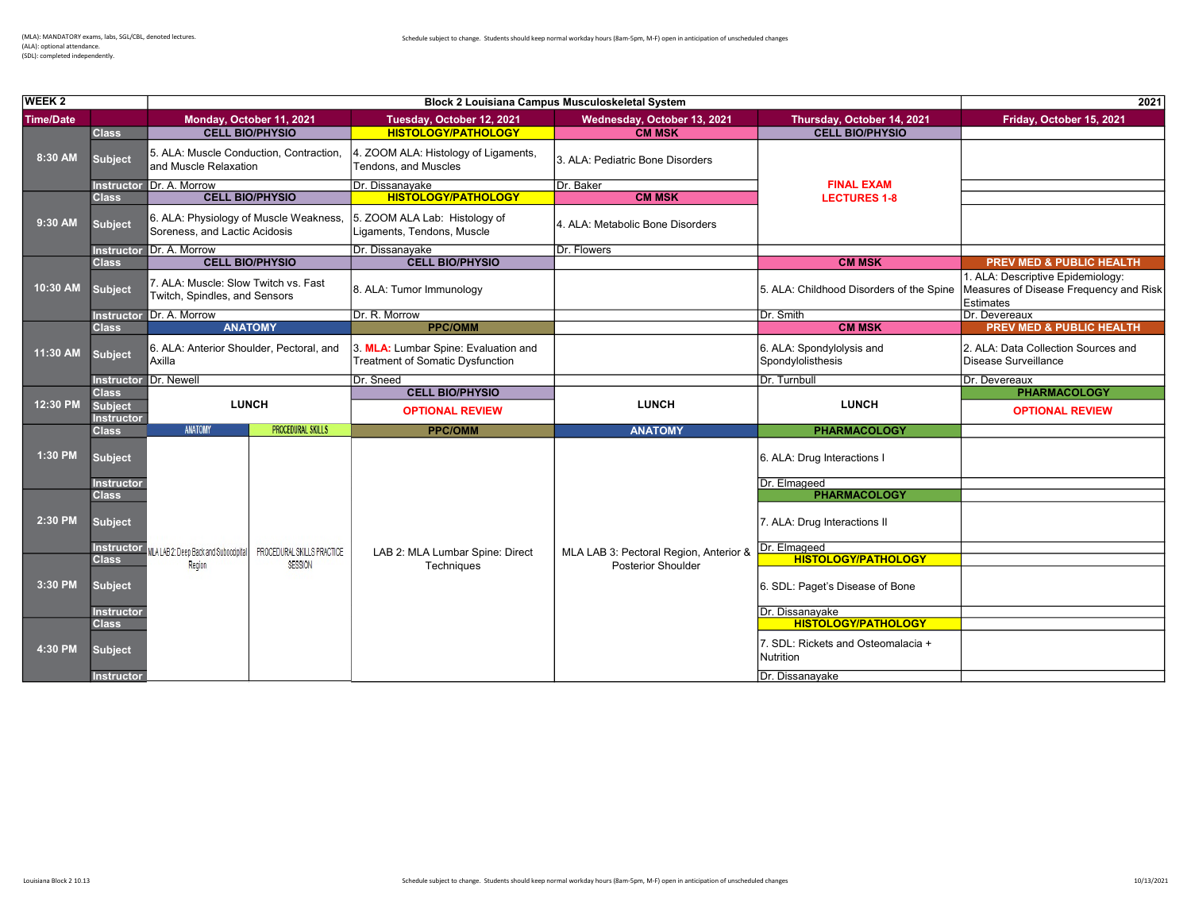(MLA): MANDATORY exams, labs, SGL/CBL, denoted lectures.
(ALA): optional attendance.
(SDL): completed independently.

Schedule subject to change. Students should keep normal workday hours (8am-5pm, M-F) open in anticipation of unscheduled changes

| WEEK 2 | | Block 2 Louisiana Campus Musculoskeletal System | | | | 2021 |
|---|---|---|---|---|---|---|
| Time/Date | | Monday, October 11, 2021 | Tuesday, October 12, 2021 | Wednesday, October 13, 2021 | Thursday, October 14, 2021 | Friday, October 15, 2021 |
| 8:30 AM | Class | CELL BIO/PHYSIO | HISTOLOGY/PATHOLOGY | CM MSK | FINAL EXAM LECTURES 1-8 | |
| | Subject | 5. ALA: Muscle Conduction, Contraction, and Muscle Relaxation | 4. ZOOM ALA: Histology of Ligaments, Tendons, and Muscles | 3. ALA: Pediatric Bone Disorders | | |
| | Instructor | Dr. A. Morrow | Dr. Dissanayake | Dr. Baker | | |
| 9:30 AM | Class | CELL BIO/PHYSIO | HISTOLOGY/PATHOLOGY | CM MSK | | |
| | Subject | 6. ALA: Physiology of Muscle Weakness, Soreness, and Lactic Acidosis | 5. ZOOM ALA Lab: Histology of Ligaments, Tendons, Muscle | 4. ALA: Metabolic Bone Disorders | | |
| | Instructor | Dr. A. Morrow | Dr. Dissanayake | Dr. Flowers | | |
| 10:30 AM | Class | CELL BIO/PHYSIO | CELL BIO/PHYSIO | | CM MSK | PREV MED & PUBLIC HEALTH |
| | Subject | 7. ALA: Muscle: Slow Twitch vs. Fast Twitch, Spindles, and Sensors | 8. ALA: Tumor Immunology | | 5. ALA: Childhood Disorders of the Spine | 1. ALA: Descriptive Epidemiology: Measures of Disease Frequency and Risk Estimates |
| | Instructor | Dr. A. Morrow | Dr. R. Morrow | | Dr. Smith | Dr. Devereaux |
| 11:30 AM | Class | ANATOMY | PPC/OMM | | CM MSK | PREV MED & PUBLIC HEALTH |
| | Subject | 6. ALA: Anterior Shoulder, Pectoral, and Axilla | 3. **MLA:** Lumbar Spine: Evaluation and Treatment of Somatic Dysfunction | | 6. ALA: Spondylolysis and Spondylolisthesis | 2. ALA: Data Collection Sources and Disease Surveillance |
| | Instructor | Dr. Newell | Dr. Sneed | | Dr. Turnbull | Dr. Devereaux |
| 12:30 PM | Class | LUNCH | CELL BIO/PHYSIO | LUNCH | LUNCH | PHARMACOLOGY |
| | Subject | | OPTIONAL REVIEW | | | OPTIONAL REVIEW |
| | Instructor | | | | | |
| 1:30 PM | Class | ANATOMY / PROCEDURAL SKILLS | PPC/OMM | ANATOMY | PHARMACOLOGY | |
| | Subject | MLA LAB 2: Deep Back and Suboccipital Region / PROCEDURAL SKILLS PRACTICE SESSION | LAB 2: MLA Lumbar Spine: Direct Techniques | MLA LAB 3: Pectoral Region, Anterior & Posterior Shoulder | 6. ALA: Drug Interactions I | |
| | Instructor | | | | Dr. Elmageed | |
| 2:30 PM | Class | | | | PHARMACOLOGY | |
| | Subject | | | | 7. ALA: Drug Interactions II | |
| | Instructor | | | | Dr. Elmageed | |
| 3:30 PM | Class | | | | HISTOLOGY/PATHOLOGY | |
| | Subject | | | | 6. SDL: Paget's Disease of Bone | |
| | Instructor | | | | Dr. Dissanayake | |
| 4:30 PM | Class | | | | HISTOLOGY/PATHOLOGY | |
| | Subject | | | | 7. SDL: Rickets and Osteomalacia + Nutrition | |
| | Instructor | | | | Dr. Dissanayake | |

Louisiana Block 2 10.13

10/13/2021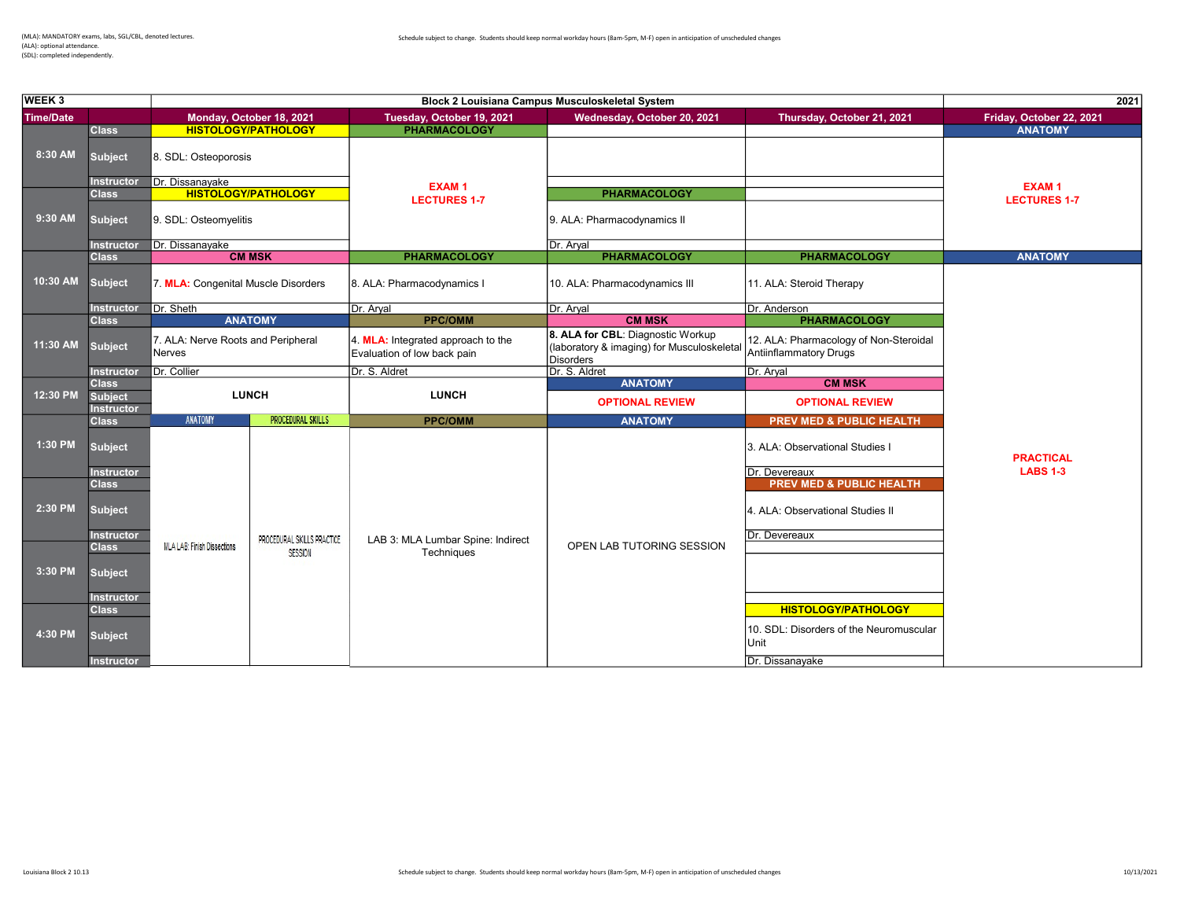(MLA): MANDATORY exams, labs, SGL/CBL, denoted lectures.
(ALA): optional attendance.
(SDL): completed independently.

Schedule subject to change. Students should keep normal workday hours (8am-5pm, M-F) open in anticipation of unscheduled changes

| WEEK 3 | | Block 2 Louisiana Campus Musculoskeletal System | | | | 2021 |
|---|---|---|---|---|---|---|
| **Time/Date** | | **Monday, October 18, 2021** | **Tuesday, October 19, 2021** | **Wednesday, October 20, 2021** | **Thursday, October 21, 2021** | **Friday, October 22, 2021** |
| 8:30 AM | Class | HISTOLOGY/PATHOLOGY | PHARMACOLOGY | | | ANATOMY |
| | Subject | 8. SDL: Osteoporosis | EXAM 1 LECTURES 1-7 | | | EXAM 1 LECTURES 1-7 |
| | Instructor | Dr. Dissanayake | | | | |
| 9:30 AM | Class | HISTOLOGY/PATHOLOGY | | PHARMACOLOGY | | |
| | Subject | 9. SDL: Osteomyelitis | | 9. ALA: Pharmacodynamics II | | |
| | Instructor | Dr. Dissanayake | | Dr. Aryal | | |
| 10:30 AM | Class | CM MSK | PHARMACOLOGY | PHARMACOLOGY | PHARMACOLOGY | ANATOMY |
| | Subject | 7. **MLA:** Congenital Muscle Disorders | 8. ALA: Pharmacodynamics I | 10. ALA: Pharmacodynamics III | 11. ALA: Steroid Therapy | PRACTICAL LABS 1-3 |
| | Instructor | Dr. Sheth | Dr. Aryal | Dr. Aryal | Dr. Anderson | |
| 11:30 AM | Class | ANATOMY | PPC/OMM | CM MSK | PHARMACOLOGY | |
| | Subject | 7. ALA: Nerve Roots and Peripheral Nerves | 4. **MLA:** Integrated approach to the Evaluation of low back pain | **8. ALA for CBL**: Diagnostic Workup (laboratory & imaging) for Musculoskeletal Disorders | 12. ALA: Pharmacology of Non-Steroidal Antiinflammatory Drugs | |
| | Instructor | Dr. Collier | Dr. S. Aldret | Dr. S. Aldret | Dr. Aryal | |
| 12:30 PM | Class | LUNCH | LUNCH | ANATOMY | CM MSK | |
| | Subject | | | OPTIONAL REVIEW | OPTIONAL REVIEW | |
| | Instructor | | | | | |
| 1:30 PM | Class | ANATOMY / PROCEDURAL SKILLS | PPC/OMM | ANATOMY | PREV MED & PUBLIC HEALTH | |
| | Subject | MLA LAB: Finish Dissections / PROCEDURAL SKILLS PRACTICE SESSION | LAB 3: MLA Lumbar Spine: Indirect Techniques | OPEN LAB TUTORING SESSION | 3. ALA: Observational Studies I | |
| | Instructor | | | | Dr. Devereaux | |
| 2:30 PM | Class | | | | PREV MED & PUBLIC HEALTH | |
| | Subject | | | | 4. ALA: Observational Studies II | |
| | Instructor | | | | Dr. Devereaux | |
| 3:30 PM | Class | | | | | |
| | Subject | | | | | |
| | Instructor | | | | | |
| 4:30 PM | Class | | | | HISTOLOGY/PATHOLOGY | |
| | Subject | | | | 10. SDL: Disorders of the Neuromuscular Unit | |
| | Instructor | | | | Dr. Dissanayake | |

Louisiana Block 2 10.13

10/13/2021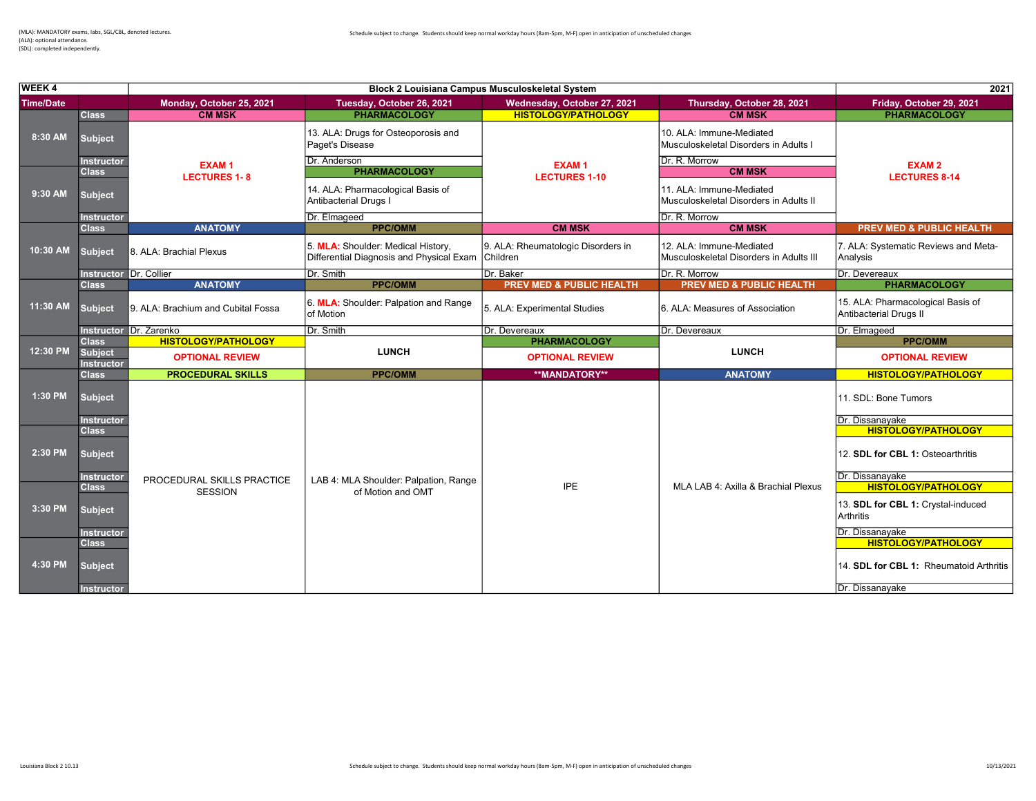(MLA): MANDATORY exams, labs, SGL/CBL, denoted lectures.
(ALA): optional attendance.
(SDL): completed independently.

Schedule subject to change. Students should keep normal workday hours (8am-5pm, M-F) open in anticipation of unscheduled changes

| WEEK 4 | | Block 2 Louisiana Campus Musculoskeletal System | | | | 2021 |
|---|---|---|---|---|---|---|
| **Time/Date** | | **Monday, October 25, 2021** | **Tuesday, October 26, 2021** | **Wednesday, October 27, 2021** | **Thursday, October 28, 2021** | **Friday, October 29, 2021** |
| 8:30 AM | Class | CM MSK | PHARMACOLOGY | HISTOLOGY/PATHOLOGY | CM MSK | PHARMACOLOGY |
| | Subject | EXAM 1 LECTURES 1- 8 | 13. ALA: Drugs for Osteoporosis and Paget's Disease | EXAM 1 LECTURES 1-10 | 10. ALA: Immune-Mediated Musculoskeletal Disorders in Adults I | EXAM 2 LECTURES 8-14 |
| | Instructor | | Dr. Anderson | | Dr. R. Morrow | |
| 9:30 AM | Class | | PHARMACOLOGY | | CM MSK | |
| | Subject | | 14. ALA: Pharmacological Basis of Antibacterial Drugs I | | 11. ALA: Immune-Mediated Musculoskeletal Disorders in Adults II | |
| | Instructor | | Dr. Elmageed | | Dr. R. Morrow | |
| 10:30 AM | Class | ANATOMY | PPC/OMM | CM MSK | CM MSK | PREV MED & PUBLIC HEALTH |
| | Subject | 8. ALA: Brachial Plexus | 5. **MLA:** Shoulder: Medical History, Differential Diagnosis and Physical Exam | 9. ALA: Rheumatologic Disorders in Children | 12. ALA: Immune-Mediated Musculoskeletal Disorders in Adults III | 7. ALA: Systematic Reviews and Meta-Analysis |
| | Instructor | Dr. Collier | Dr. Smith | Dr. Baker | Dr. R. Morrow | Dr. Devereaux |
| 11:30 AM | Class | ANATOMY | PPC/OMM | PREV MED & PUBLIC HEALTH | PREV MED & PUBLIC HEALTH | PHARMACOLOGY |
| | Subject | 9. ALA: Brachium and Cubital Fossa | 6. **MLA:** Shoulder: Palpation and Range of Motion | 5. ALA: Experimental Studies | 6. ALA: Measures of Association | 15. ALA: Pharmacological Basis of Antibacterial Drugs II |
| | Instructor | Dr. Zarenko | Dr. Smith | Dr. Devereaux | Dr. Devereaux | Dr. Elmageed |
| 12:30 PM | Class | HISTOLOGY/PATHOLOGY | LUNCH | PHARMACOLOGY | LUNCH | PPC/OMM |
| | Subject | OPTIONAL REVIEW | | OPTIONAL REVIEW | | OPTIONAL REVIEW |
| | Instructor | | | | | |
| 1:30 PM | Class | PROCEDURAL SKILLS | PPC/OMM | **MANDATORY** | ANATOMY | HISTOLOGY/PATHOLOGY |
| | Subject | PROCEDURAL SKILLS PRACTICE SESSION | LAB 4: MLA Shoulder: Palpation, Range of Motion and OMT | IPE | MLA LAB 4: Axilla & Brachial Plexus | 11. SDL: Bone Tumors |
| | Instructor | | | | | Dr. Dissanayake |
| 2:30 PM | Class | | | | | HISTOLOGY/PATHOLOGY |
| | Subject | | | | | 12. **SDL for CBL 1:** Osteoarthritis |
| | Instructor | | | | | Dr. Dissanayake |
| 3:30 PM | Class | | | | | HISTOLOGY/PATHOLOGY |
| | Subject | | | | | 13. **SDL for CBL 1:** Crystal-induced Arthritis |
| | Instructor | | | | | Dr. Dissanayake |
| 4:30 PM | Class | | | | | HISTOLOGY/PATHOLOGY |
| | Subject | | | | | 14. **SDL for CBL 1:** Rheumatoid Arthritis |
| | Instructor | | | | | Dr. Dissanayake |

Louisiana Block 2 10.13

10/13/2021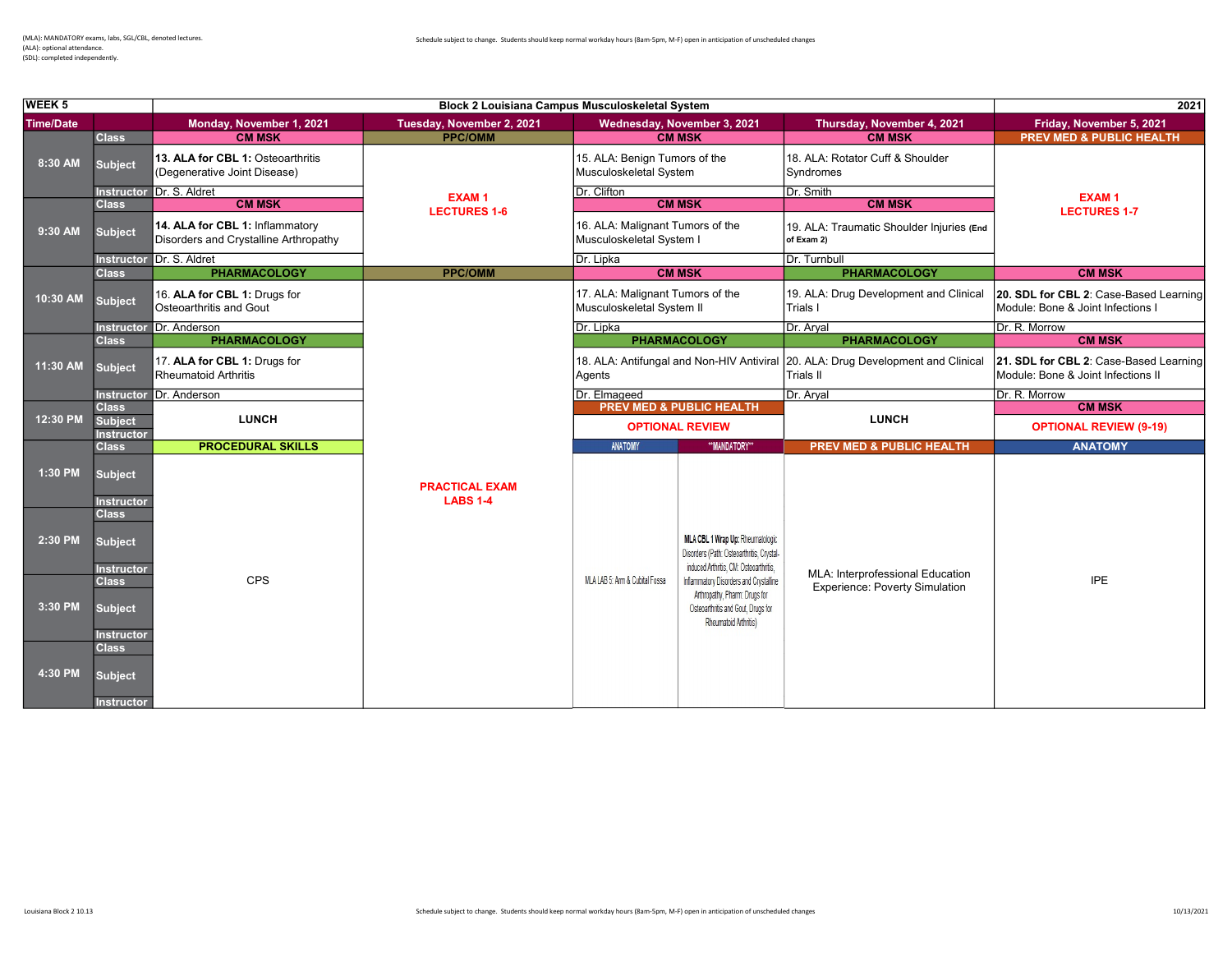(MLA): MANDATORY exams, labs, SGL/CBL, denoted lectures.
(ALA): optional attendance.
(SDL): completed independently.

Schedule subject to change. Students should keep normal workday hours (8am-5pm, M-F) open in anticipation of unscheduled changes

| WEEK 5 | | Block 2 Louisiana Campus Musculoskeletal System | | | | 2021 |
|---|---|---|---|---|---|---|
| Time/Date | | Monday, November 1, 2021 | Tuesday, November 2, 2021 | Wednesday, November 3, 2021 | Thursday, November 4, 2021 | Friday, November 5, 2021 |
| 8:30 AM | Class | CM MSK | PPC/OMM | CM MSK | CM MSK | PREV MED & PUBLIC HEALTH |
| | Subject | **13. ALA for CBL 1:** Osteoarthritis (Degenerative Joint Disease) | EXAM 1 LECTURES 1-6 | 15. ALA: Benign Tumors of the Musculoskeletal System | 18. ALA: Rotator Cuff & Shoulder Syndromes | EXAM 1 LECTURES 1-7 |
| | Instructor | Dr. S. Aldret | | Dr. Clifton | Dr. Smith | |
| 9:30 AM | Class | CM MSK | | CM MSK | CM MSK | |
| | Subject | **14. ALA for CBL 1:** Inflammatory Disorders and Crystalline Arthropathy | | 16. ALA: Malignant Tumors of the Musculoskeletal System I | 19. ALA: Traumatic Shoulder Injuries **(End of Exam 2)** | |
| | Instructor | Dr. S. Aldret | | Dr. Lipka | Dr. Turnbull | |
| 10:30 AM | Class | PHARMACOLOGY | PPC/OMM | CM MSK | PHARMACOLOGY | CM MSK |
| | Subject | 16. **ALA for CBL 1:** Drugs for Osteoarthritis and Gout | PRACTICAL EXAM LABS 1-4 | 17. ALA: Malignant Tumors of the Musculoskeletal System II | 19. ALA: Drug Development and Clinical Trials I | **20. SDL for CBL 2**: Case-Based Learning Module: Bone & Joint Infections I |
| | Instructor | Dr. Anderson | | Dr. Lipka | Dr. Aryal | Dr. R. Morrow |
| 11:30 AM | Class | PHARMACOLOGY | | PHARMACOLOGY | PHARMACOLOGY | CM MSK |
| | Subject | 17. **ALA for CBL 1:** Drugs for Rheumatoid Arthritis | | 18. ALA: Antifungal and Non-HIV Antiviral Agents | 20. ALA: Drug Development and Clinical Trials II | **21. SDL for CBL 2**: Case-Based Learning Module: Bone & Joint Infections II |
| | Instructor | Dr. Anderson | | Dr. Elmageed | Dr. Aryal | Dr. R. Morrow |
| 12:30 PM | Class | LUNCH | | PREV MED & PUBLIC HEALTH | LUNCH | CM MSK |
| | Subject | | | OPTIONAL REVIEW | | OPTIONAL REVIEW (9-19) |
| | Instructor | | | | | |
| 1:30 PM – 4:30 PM | Class | PROCEDURAL SKILLS | | ANATOMY / **MANDATORY** | PREV MED & PUBLIC HEALTH | ANATOMY |
| | Subject | CPS | | MLA LAB 5: Arm & Cubital Fossa / **MLA CBL 1 Wrap Up:** Rheumatologic Disorders (Path: Osteoarthritis, Crystal-induced Arthritis, CM: Osteoarthritis, Inflammatory Disorders and Crystalline Arthropathy, Pharm: Drugs for Osteoarthritis and Gout, Drugs for Rheumatoid Arthritis) | MLA: Interprofessional Education Experience: Poverty Simulation | IPE |
| | Instructor | | | | | |

Louisiana Block 2 10.13

10/13/2021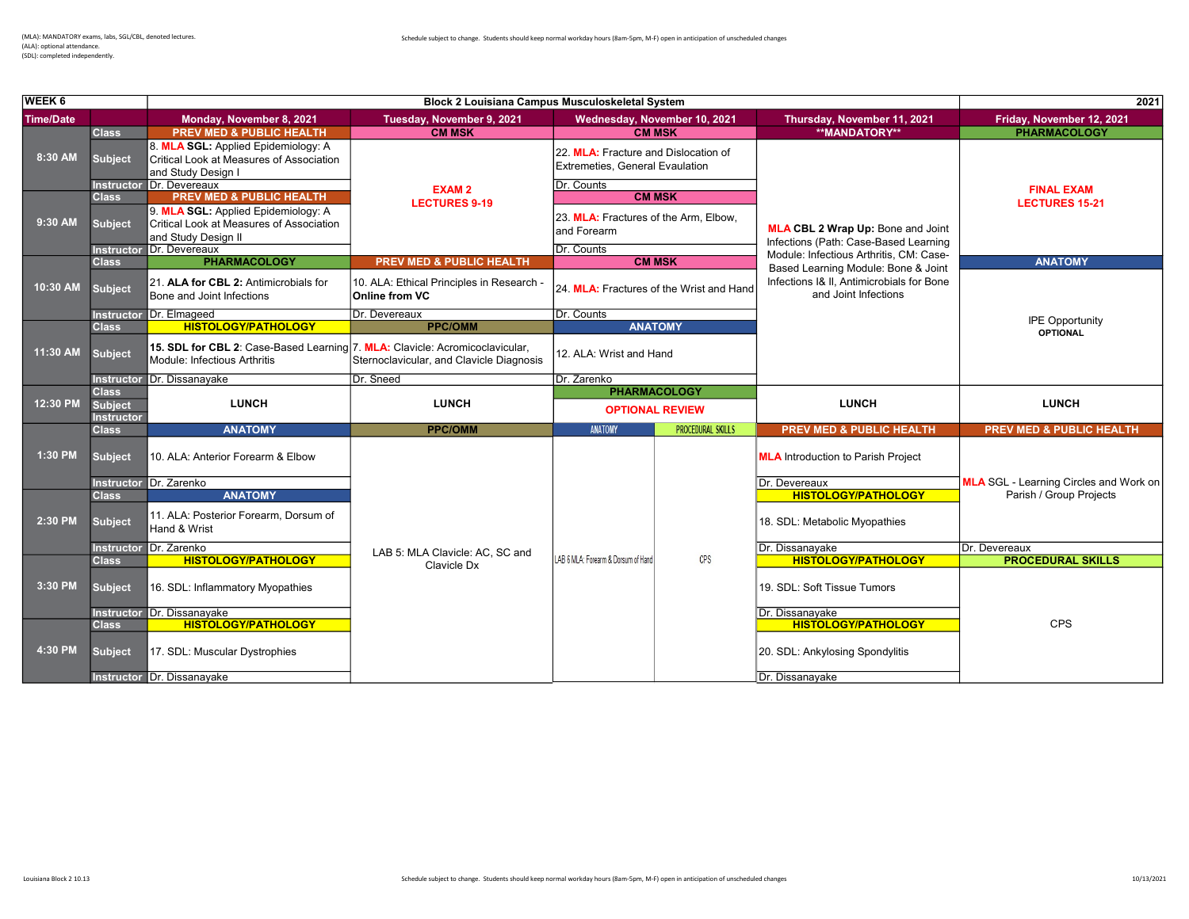(MLA): MANDATORY exams, labs, SGL/CBL, denoted lectures.
(ALA): optional attendance.
(SDL): completed independently.

Schedule subject to change. Students should keep normal workday hours (8am-5pm, M-F) open in anticipation of unscheduled changes

| WEEK 6 | | Block 2 Louisiana Campus Musculoskeletal System | | | | 2021 |
|---|---|---|---|---|---|---|
| **Time/Date** | | **Monday, November 8, 2021** | **Tuesday, November 9, 2021** | **Wednesday, November 10, 2021** | **Thursday, November 11, 2021** | **Friday, November 12, 2021** |
| 8:30 AM | Class | PREV MED & PUBLIC HEALTH | CM MSK | CM MSK | **MANDATORY** | PHARMACOLOGY |
| | Subject | 8. **MLA SGL:** Applied Epidemiology: A Critical Look at Measures of Association and Study Design I | **EXAM 2 LECTURES 9-19** | 22. **MLA:** Fracture and Dislocation of Extremeties, General Evaulation | **MLA** **CBL 2 Wrap Up:** Bone and Joint Infections (Path: Case-Based Learning Module: Infectious Arthritis, CM: Case-Based Learning Module: Bone & Joint Infections I& II, Antimicrobials for Bone and Joint Infections | **FINAL EXAM LECTURES 15-21** |
| | Instructor | Dr. Devereaux | | Dr. Counts | | |
| 9:30 AM | Class | PREV MED & PUBLIC HEALTH | | CM MSK | | |
| | Subject | 9. **MLA SGL:** Applied Epidemiology: A Critical Look at Measures of Association and Study Design II | | 23. **MLA:** Fractures of the Arm, Elbow, and Forearm | | |
| | Instructor | Dr. Devereaux | | Dr. Counts | | |
| 10:30 AM | Class | PHARMACOLOGY | PREV MED & PUBLIC HEALTH | CM MSK | | ANATOMY |
| | Subject | 21. **ALA for CBL 2:** Antimicrobials for Bone and Joint Infections | 10. ALA: Ethical Principles in Research - **Online from VC** | 24. **MLA:** Fractures of the Wrist and Hand | | IPE Opportunity **OPTIONAL** |
| | Instructor | Dr. Elmageed | Dr. Devereaux | Dr. Counts | | |
| 11:30 AM | Class | HISTOLOGY/PATHOLOGY | PPC/OMM | ANATOMY | | |
| | Subject | **15. SDL for CBL 2:** Case-Based Learning Module: Infectious Arthritis | 7. **MLA:** Clavicle: Acromioclavicular, Sternoclavicular, and Clavicle Diagnosis | 12. ALA: Wrist and Hand | | |
| | Instructor | Dr. Dissanayake | Dr. Sneed | Dr. Zarenko | | |
| 12:30 PM | Class | **LUNCH** | **LUNCH** | PHARMACOLOGY | **LUNCH** | **LUNCH** |
| | Subject | | | **OPTIONAL REVIEW** | | |
| | Instructor | | | | | |
| 1:30 PM | Class | ANATOMY | PPC/OMM | ANATOMY / PROCEDURAL SKILLS | PREV MED & PUBLIC HEALTH | PREV MED & PUBLIC HEALTH |
| | Subject | 10. ALA: Anterior Forearm & Elbow | LAB 5: MLA Clavicle: AC, SC and Clavicle Dx | LAB 6 MLA: Forearm & Dorsum of Hand / CPS | **MLA** Introduction to Parish Project | **MLA** SGL - Learning Circles and Work on Parish / Group Projects |
| | Instructor | Dr. Zarenko | | | Dr. Devereaux | |
| 2:30 PM | Class | ANATOMY | | | HISTOLOGY/PATHOLOGY | |
| | Subject | 11. ALA: Posterior Forearm, Dorsum of Hand & Wrist | | | 18. SDL: Metabolic Myopathies | |
| | Instructor | Dr. Zarenko | | | Dr. Dissanayake | Dr. Devereaux |
| 3:30 PM | Class | HISTOLOGY/PATHOLOGY | | | HISTOLOGY/PATHOLOGY | PROCEDURAL SKILLS |
| | Subject | 16. SDL: Inflammatory Myopathies | | | 19. SDL: Soft Tissue Tumors | CPS |
| | Instructor | Dr. Dissanayake | | | Dr. Dissanayake | |
| 4:30 PM | Class | HISTOLOGY/PATHOLOGY | | | HISTOLOGY/PATHOLOGY | |
| | Subject | 17. SDL: Muscular Dystrophies | | | 20. SDL: Ankylosing Spondylitis | |
| | Instructor | Dr. Dissanayake | | | Dr. Dissanayake | |

Louisiana Block 2 10.13

Schedule subject to change. Students should keep normal workday hours (8am-5pm, M-F) open in anticipation of unscheduled changes

10/13/2021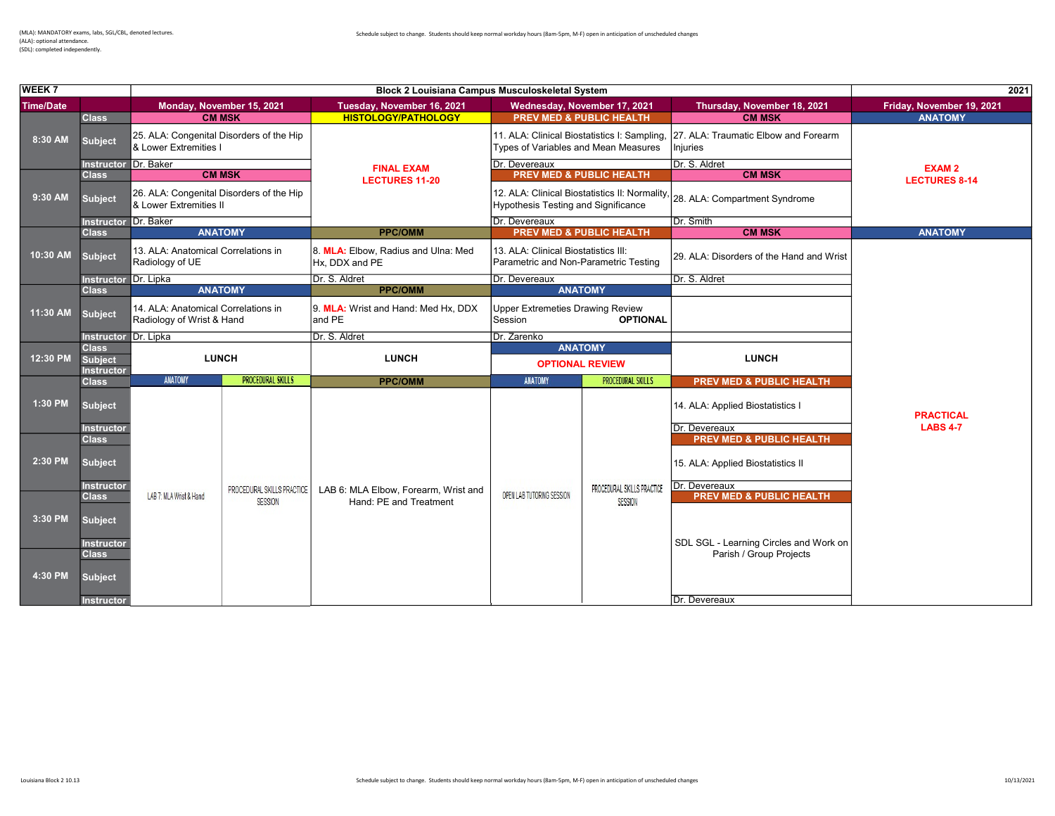(MLA): MANDATORY exams, labs, SGL/CBL, denoted lectures.
(ALA): optional attendance.
(SDL): completed independently.

Schedule subject to change. Students should keep normal workday hours (8am-5pm, M-F) open in anticipation of unscheduled changes

| WEEK 7 | | Block 2 Louisiana Campus Musculoskeletal System | | | | 2021 |
|---|---|---|---|---|---|---|
| **Time/Date** | | **Monday, November 15, 2021** | **Tuesday, November 16, 2021** | **Wednesday, November 17, 2021** | **Thursday, November 18, 2021** | **Friday, November 19, 2021** |
| 8:30 AM | Class | CM MSK | HISTOLOGY/PATHOLOGY | PREV MED & PUBLIC HEALTH | CM MSK | ANATOMY |
| | Subject | 25. ALA: Congenital Disorders of the Hip & Lower Extremities I | FINAL EXAM LECTURES 11-20 | 11. ALA: Clinical Biostatistics I: Sampling, Types of Variables and Mean Measures | 27. ALA: Traumatic Elbow and Forearm Injuries | EXAM 2 LECTURES 8-14 |
| | Instructor | Dr. Baker | | Dr. Devereaux | Dr. S. Aldret | |
| 9:30 AM | Class | CM MSK | | PREV MED & PUBLIC HEALTH | CM MSK | |
| | Subject | 26. ALA: Congenital Disorders of the Hip & Lower Extremities II | | 12. ALA: Clinical Biostatistics II: Normality, Hypothesis Testing and Significance | 28. ALA: Compartment Syndrome | |
| | Instructor | Dr. Baker | | Dr. Devereaux | Dr. Smith | |
| 10:30 AM | Class | ANATOMY | PPC/OMM | PREV MED & PUBLIC HEALTH | CM MSK | ANATOMY |
| | Subject | 13. ALA: Anatomical Correlations in Radiology of UE | 8. MLA: Elbow, Radius and Ulna: Med Hx, DDX and PE | 13. ALA: Clinical Biostatistics III: Parametric and Non-Parametric Testing | 29. ALA: Disorders of the Hand and Wrist | PRACTICAL LABS 4-7 |
| | Instructor | Dr. Lipka | Dr. S. Aldret | Dr. Devereaux | Dr. S. Aldret | |
| 11:30 AM | Class | ANATOMY | PPC/OMM | ANATOMY | | |
| | Subject | 14. ALA: Anatomical Correlations in Radiology of Wrist & Hand | 9. MLA: Wrist and Hand: Med Hx, DDX and PE | Upper Extremeties Drawing Review Session **OPTIONAL** | | |
| | Instructor | Dr. Lipka | Dr. S. Aldret | Dr. Zarenko | | |
| 12:30 PM | Class | LUNCH | LUNCH | ANATOMY | LUNCH | |
| | Subject | | | OPTIONAL REVIEW | | |
| | Instructor | | | | | |
| 1:30 PM | Class | ANATOMY / PROCEDURAL SKILLS | PPC/OMM | ANATOMY / PROCEDURAL SKILLS | PREV MED & PUBLIC HEALTH | |
| | Subject | LAB 7: MLA Wrist & Hand / PROCEDURAL SKILLS PRACTICE SESSION | LAB 6: MLA Elbow, Forearm, Wrist and Hand: PE and Treatment | OPEN LAB TUTORING SESSION / PROCEDURAL SKILLS PRACTICE SESSION | 14. ALA: Applied Biostatistics I | |
| | Instructor | | | | Dr. Devereaux | |
| 2:30 PM | Class | | | | PREV MED & PUBLIC HEALTH | |
| | Subject | | | | 15. ALA: Applied Biostatistics II | |
| | Instructor | | | | Dr. Devereaux | |
| 3:30 PM | Class | | | | PREV MED & PUBLIC HEALTH | |
| | Subject | | | | SDL SGL - Learning Circles and Work on Parish / Group Projects | |
| | Instructor | | | | | |
| 4:30 PM | Class | | | | | |
| | Subject | | | | | |
| | Instructor | | | | Dr. Devereaux | |

Louisiana Block 2 10.13

10/13/2021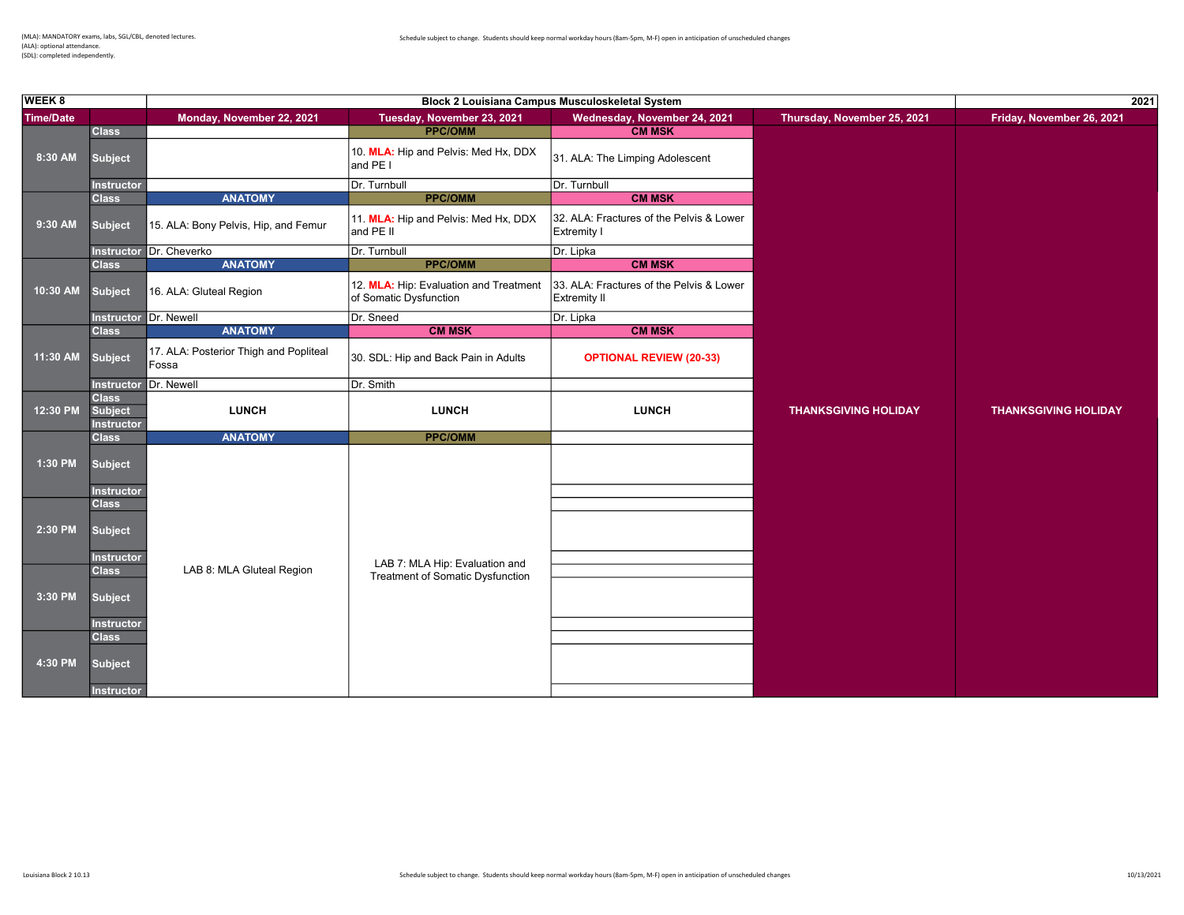(MLA): MANDATORY exams, labs, SGL/CBL, denoted lectures.
(ALA): optional attendance.
(SDL): completed independently.

Schedule subject to change. Students should keep normal workday hours (8am-5pm, M-F) open in anticipation of unscheduled changes

| WEEK 8 | | Block 2 Louisiana Campus Musculoskeletal System | | | | 2021 |
|---|---|---|---|---|---|---|
| **Time/Date** | | **Monday, November 22, 2021** | **Tuesday, November 23, 2021** | **Wednesday, November 24, 2021** | **Thursday, November 25, 2021** | **Friday, November 26, 2021** |
| 8:30 AM | Class | | PPC/OMM | CM MSK | THANKSGIVING HOLIDAY | THANKSGIVING HOLIDAY |
| | Subject | | 10. **MLA:** Hip and Pelvis: Med Hx, DDX and PE I | 31. ALA: The Limping Adolescent | | |
| | Instructor | | Dr. Turnbull | Dr. Turnbull | | |
| 9:30 AM | Class | ANATOMY | PPC/OMM | CM MSK | | |
| | Subject | 15. ALA: Bony Pelvis, Hip, and Femur | 11. **MLA:** Hip and Pelvis: Med Hx, DDX and PE II | 32. ALA: Fractures of the Pelvis & Lower Extremity I | | |
| | Instructor | Dr. Cheverko | Dr. Turnbull | Dr. Lipka | | |
| 10:30 AM | Class | ANATOMY | PPC/OMM | CM MSK | | |
| | Subject | 16. ALA: Gluteal Region | 12. **MLA:** Hip: Evaluation and Treatment of Somatic Dysfunction | 33. ALA: Fractures of the Pelvis & Lower Extremity II | | |
| | Instructor | Dr. Newell | Dr. Sneed | Dr. Lipka | | |
| 11:30 AM | Class | ANATOMY | CM MSK | CM MSK | | |
| | Subject | 17. ALA: Posterior Thigh and Popliteal Fossa | 30. SDL: Hip and Back Pain in Adults | **OPTIONAL REVIEW (20-33)** | | |
| | Instructor | Dr. Newell | Dr. Smith | | | |
| 12:30 PM | Class / Subject / Instructor | LUNCH | LUNCH | LUNCH | | |
| 1:30 PM | Class | ANATOMY | PPC/OMM | | | |
| | Subject | LAB 8: MLA Gluteal Region | LAB 7: MLA Hip: Evaluation and Treatment of Somatic Dysfunction | | | |
| | Instructor | | | | | |
| 2:30 PM | Class | | | | | |
| | Subject | | | | | |
| | Instructor | | | | | |
| 3:30 PM | Class | | | | | |
| | Subject | | | | | |
| | Instructor | | | | | |
| 4:30 PM | Class | | | | | |
| | Subject | | | | | |
| | Instructor | | | | | |

Louisiana Block 2 10.13

10/13/2021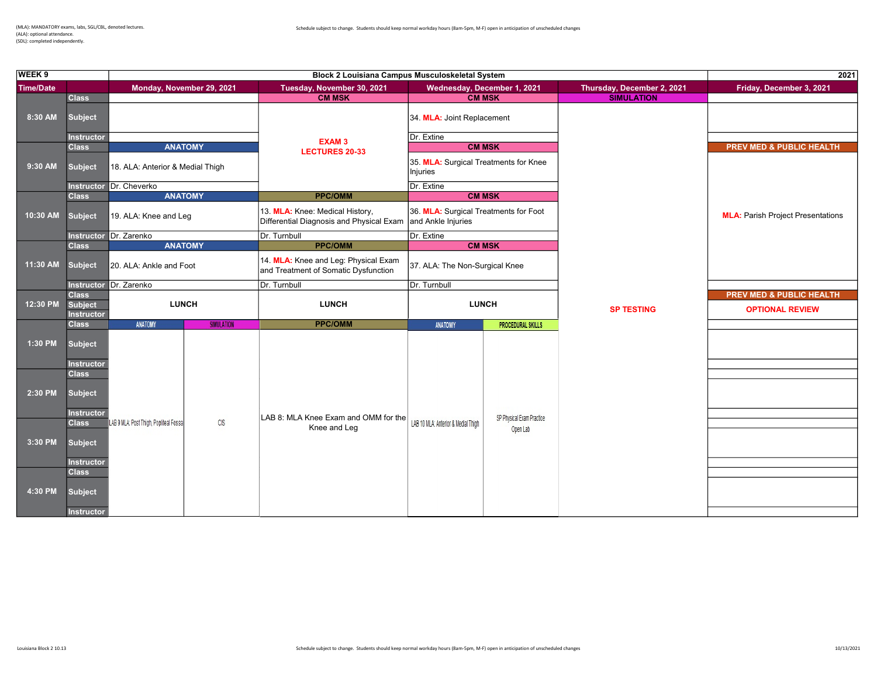(MLA): MANDATORY exams, labs, SGL/CBL, denoted lectures.
(ALA): optional attendance.
(SDL): completed independently.

Schedule subject to change. Students should keep normal workday hours (8am-5pm, M-F) open in anticipation of unscheduled changes

| WEEK 9 | | Block 2 Louisiana Campus Musculoskeletal System | | | | 2021 |
|---|---|---|---|---|---|---|
| **Time/Date** | | **Monday, November 29, 2021** | **Tuesday, November 30, 2021** | **Wednesday, December 1, 2021** | **Thursday, December 2, 2021** | **Friday, December 3, 2021** |
| 8:30 AM | Class | | CM MSK | CM MSK | SIMULATION | |
| | Subject | | EXAM 3 LECTURES 20-33 | 34. MLA: Joint Replacement | SP TESTING | |
| | Instructor | | | Dr. Extine | | |
| 9:30 AM | Class | ANATOMY | | CM MSK | | PREV MED & PUBLIC HEALTH |
| | Subject | 18. ALA: Anterior & Medial Thigh | | 35. MLA: Surgical Treatments for Knee Injuries | | MLA: Parish Project Presentations |
| | Instructor | Dr. Cheverko | | Dr. Extine | | |
| 10:30 AM | Class | ANATOMY | PPC/OMM | CM MSK | | |
| | Subject | 19. ALA: Knee and Leg | 13. MLA: Knee: Medical History, Differential Diagnosis and Physical Exam | 36. MLA: Surgical Treatments for Foot and Ankle Injuries | | |
| | Instructor | Dr. Zarenko | Dr. Turnbull | Dr. Extine | | |
| 11:30 AM | Class | ANATOMY | PPC/OMM | CM MSK | | |
| | Subject | 20. ALA: Ankle and Foot | 14. MLA: Knee and Leg: Physical Exam and Treatment of Somatic Dysfunction | 37. ALA: The Non-Surgical Knee | | |
| | Instructor | Dr. Zarenko | Dr. Turnbull | Dr. Turnbull | | |
| 12:30 PM | Class | LUNCH | LUNCH | LUNCH | | PREV MED & PUBLIC HEALTH |
| | Subject | | | | | OPTIONAL REVIEW |
| | Instructor | | | | | |
| 1:30 PM | Class | ANATOMY / SIMULATION | PPC/OMM | ANATOMY / PROCEDURAL SKILLS | | |
| | Subject | LAB 9 MLA: Post Thigh, Popliteal Fossa / CIS | LAB 8: MLA Knee Exam and OMM for the Knee and Leg | LAB 10 MLA: Anterior & Medial Thigh / SP Physical Exam Practice Open Lab | | |
| | Instructor | | | | | |
| 2:30 PM | Class | | | | | |
| | Subject | | | | | |
| | Instructor | | | | | |
| 3:30 PM | Class | | | | | |
| | Subject | | | | | |
| | Instructor | | | | | |
| 4:30 PM | Class | | | | | |
| | Subject | | | | | |
| | Instructor | | | | | |

Louisiana Block 2 10.13

10/13/2021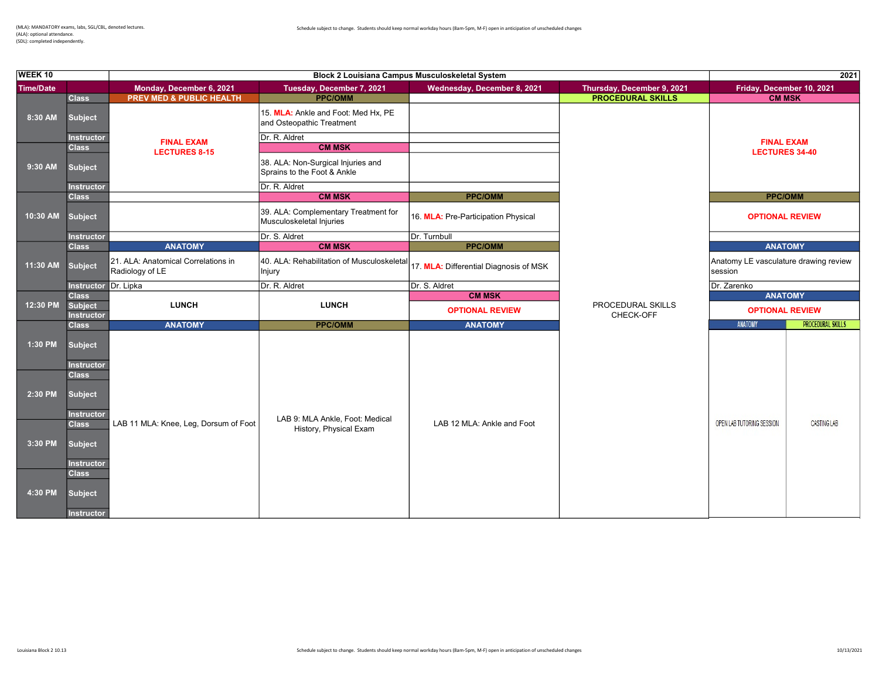(MLA): MANDATORY exams, labs, SGL/CBL, denoted lectures.
(ALA): optional attendance.
(SDL): completed independently.

Schedule subject to change. Students should keep normal workday hours (8am-5pm, M-F) open in anticipation of unscheduled changes

| WEEK 10 | | Block 2 Louisiana Campus Musculoskeletal System | | | | 2021 |
|---|---|---|---|---|---|---|
| Time/Date | | Monday, December 6, 2021 | Tuesday, December 7, 2021 | Wednesday, December 8, 2021 | Thursday, December 9, 2021 | Friday, December 10, 2021 |
| 8:30 AM | Class | PREV MED & PUBLIC HEALTH | PPC/OMM | | PROCEDURAL SKILLS | CM MSK |
| | Subject | FINAL EXAM LECTURES 8-15 | 15. MLA: Ankle and Foot: Med Hx, PE and Osteopathic Treatment | | | FINAL EXAM LECTURES 34-40 |
| | Instructor | | Dr. R. Aldret | | | |
| 9:30 AM | Class | | CM MSK | | | |
| | Subject | | 38. ALA: Non-Surgical Injuries and Sprains to the Foot & Ankle | | | |
| | Instructor | | Dr. R. Aldret | | | |
| 10:30 AM | Class | | CM MSK | PPC/OMM | | PPC/OMM |
| | Subject | | 39. ALA: Complementary Treatment for Musculoskeletal Injuries | 16. MLA: Pre-Participation Physical | | OPTIONAL REVIEW |
| | Instructor | | Dr. S. Aldret | Dr. Turnbull | | |
| 11:30 AM | Class | ANATOMY | CM MSK | PPC/OMM | | ANATOMY |
| | Subject | 21. ALA: Anatomical Correlations in Radiology of LE | 40. ALA: Rehabilitation of Musculoskeletal Injury | 17. MLA: Differential Diagnosis of MSK | | Anatomy LE vasculature drawing review session |
| | Instructor | Dr. Lipka | Dr. R. Aldret | Dr. S. Aldret | | Dr. Zarenko |
| 12:30 PM | Class | LUNCH | LUNCH | CM MSK | PROCEDURAL SKILLS CHECK-OFF | ANATOMY |
| | Subject | | | OPTIONAL REVIEW | | OPTIONAL REVIEW |
| | Instructor | | | | | |
| 1:30 PM | Class | ANATOMY | PPC/OMM | ANATOMY | | ANATOMY / PROCEDURAL SKILLS |
| | Subject | LAB 11 MLA: Knee, Leg, Dorsum of Foot | LAB 9: MLA Ankle, Foot: Medical History, Physical Exam | LAB 12 MLA: Ankle and Foot | | OPEN LAB TUTORING SESSION / CASTING LAB |
| | Instructor | | | | | |
| 2:30 PM | Class | | | | | |
| | Subject | | | | | |
| | Instructor | | | | | |
| 3:30 PM | Class | | | | | |
| | Subject | | | | | |
| | Instructor | | | | | |
| 4:30 PM | Class | | | | | |
| | Subject | | | | | |
| | Instructor | | | | | |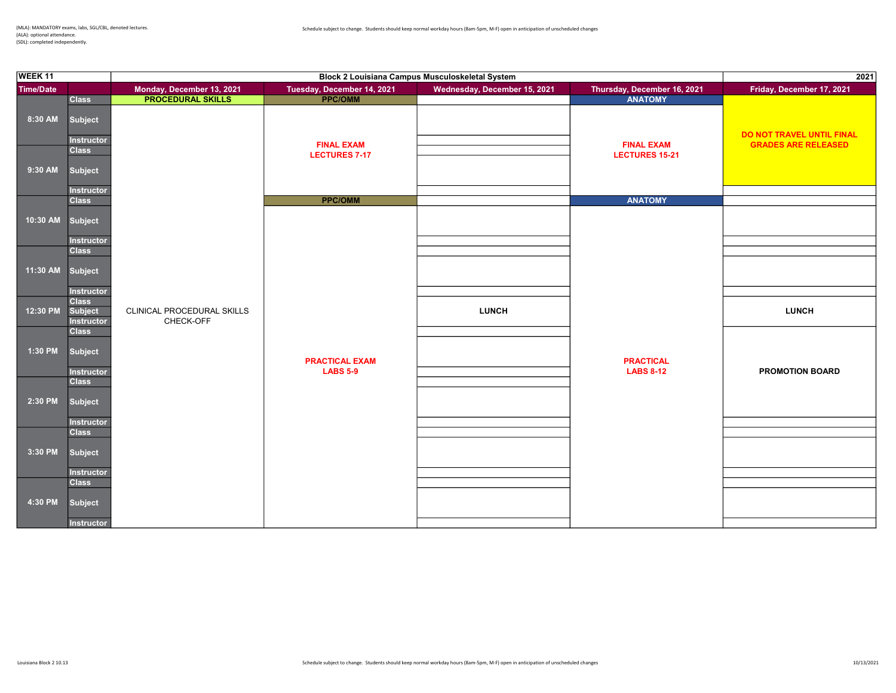(MLA): MANDATORY exams, labs, SGL/CBL, denoted lectures.
(ALA): optional attendance.
(SDL): completed independently.

Schedule subject to change. Students should keep normal workday hours (8am-5pm, M-F) open in anticipation of unscheduled changes

| WEEK 11 | | Block 2 Louisiana Campus Musculoskeletal System | | | | 2021 |
|---|---|---|---|---|---|---|
| **Time/Date** | | **Monday, December 13, 2021** | **Tuesday, December 14, 2021** | **Wednesday, December 15, 2021** | **Thursday, December 16, 2021** | **Friday, December 17, 2021** |
| 8:30 AM | Class | PROCEDURAL SKILLS | PPC/OMM | | ANATOMY | DO NOT TRAVEL UNTIL FINAL GRADES ARE RELEASED |
| | Subject | CLINICAL PROCEDURAL SKILLS CHECK-OFF | FINAL EXAM LECTURES 7-17 | | FINAL EXAM LECTURES 15-21 | |
| | Instructor | | | | | |
| 9:30 AM | Class | | | | | |
| | Subject | | | | | |
| | Instructor | | | | | |
| 10:30 AM | Class | | PPC/OMM | | ANATOMY | |
| | Subject | | PRACTICAL EXAM LABS 5-9 | | PRACTICAL LABS 8-12 | |
| | Instructor | | | | | |
| 11:30 AM | Class | | | | | |
| | Subject | | | | | |
| | Instructor | | | | | |
| 12:30 PM | Class | | | | | |
| | Subject | | | LUNCH | | LUNCH |
| | Instructor | | | | | |
| 1:30 PM | Class | | | | | PROMOTION BOARD |
| | Subject | | | | | |
| | Instructor | | | | | |
| 2:30 PM | Class | | | | | |
| | Subject | | | | | |
| | Instructor | | | | | |
| 3:30 PM | Class | | | | | |
| | Subject | | | | | |
| | Instructor | | | | | |
| 4:30 PM | Class | | | | | |
| | Subject | | | | | |
| | Instructor | | | | | |

Louisiana Block 2 10.13

Schedule subject to change. Students should keep normal workday hours (8am-5pm, M-F) open in anticipation of unscheduled changes

10/13/2021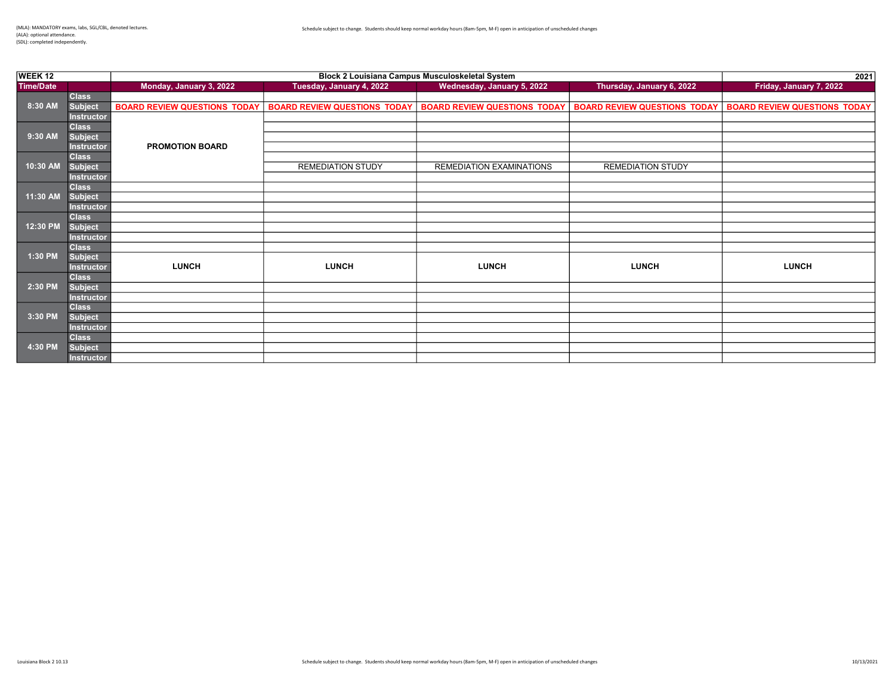(MLA): MANDATORY exams, labs, SGL/CBL, denoted lectures.
(ALA): optional attendance.
(SDL): completed independently.

Schedule subject to change. Students should keep normal workday hours (8am-5pm, M-F) open in anticipation of unscheduled changes

| WEEK 12 | | Block 2 Louisiana Campus Musculoskeletal System | | | | 2021 |
|---|---|---|---|---|---|---|
| Time/Date | | Monday, January 3, 2022 | Tuesday, January 4, 2022 | Wednesday, January 5, 2022 | Thursday, January 6, 2022 | Friday, January 7, 2022 |
| 8:30 AM | Class | | | | | |
| | Subject | BOARD REVIEW QUESTIONS TODAY | BOARD REVIEW QUESTIONS TODAY | BOARD REVIEW QUESTIONS TODAY | BOARD REVIEW QUESTIONS TODAY | BOARD REVIEW QUESTIONS TODAY |
| | Instructor | | | | | |
| 9:30 AM | Class | PROMOTION BOARD | | | | |
| | Subject | | | | | |
| | Instructor | | | | | |
| 10:30 AM | Class | | | | | |
| | Subject | | REMEDIATION STUDY | REMEDIATION EXAMINATIONS | REMEDIATION STUDY | |
| | Instructor | | | | | |
| 11:30 AM | Class | | | | | |
| | Subject | | | | | |
| | Instructor | | | | | |
| 12:30 PM | Class | | | | | |
| | Subject | | | | | |
| | Instructor | | | | | |
| 1:30 PM | Class | LUNCH | LUNCH | LUNCH | LUNCH | LUNCH |
| | Subject | | | | | |
| | Instructor | | | | | |
| 2:30 PM | Class | | | | | |
| | Subject | | | | | |
| | Instructor | | | | | |
| 3:30 PM | Class | | | | | |
| | Subject | | | | | |
| | Instructor | | | | | |
| 4:30 PM | Class | | | | | |
| | Subject | | | | | |
| | Instructor | | | | | |

Louisiana Block 2 10.13

Schedule subject to change. Students should keep normal workday hours (8am-5pm, M-F) open in anticipation of unscheduled changes

10/13/2021